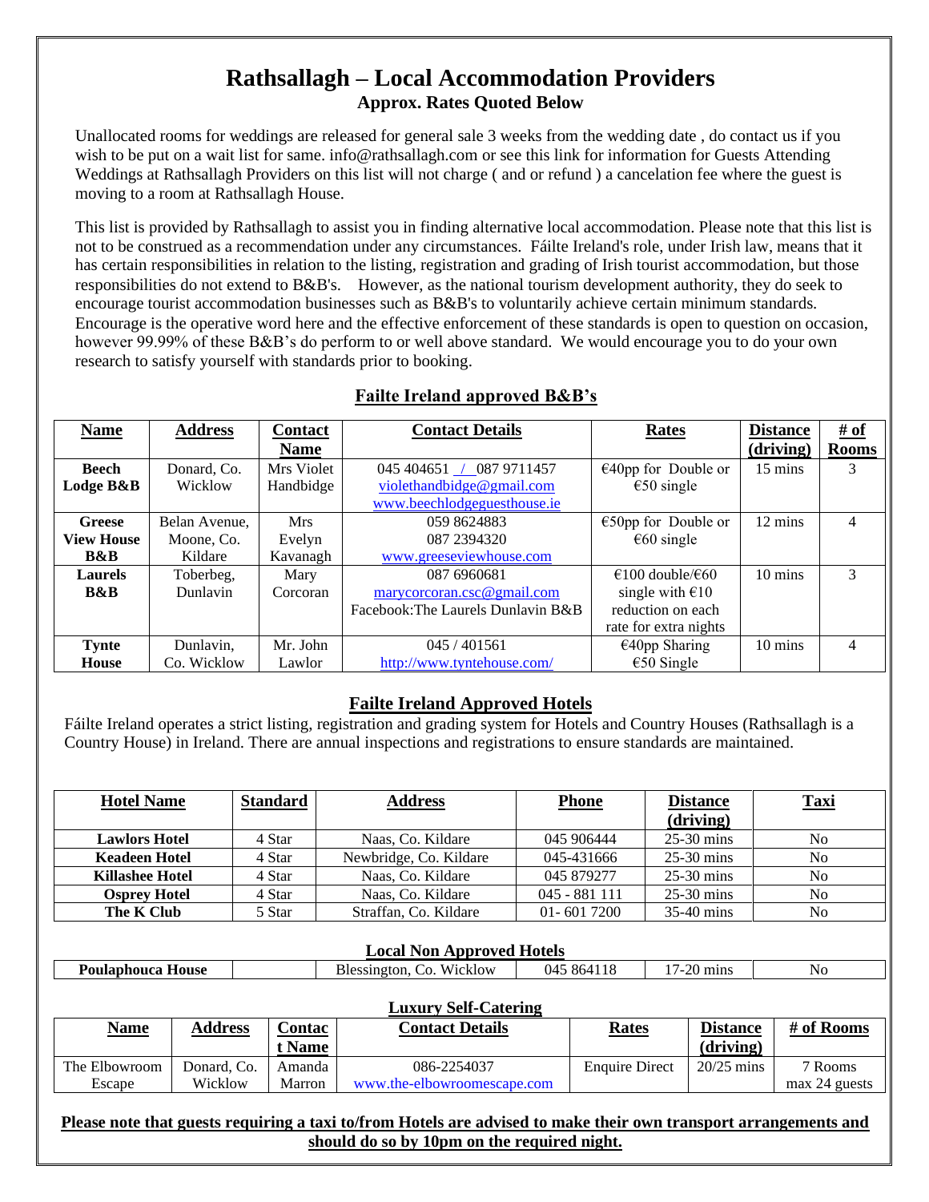# Rathsallagh – Local Accommodation Providers

**Approx. Rates Quoted Below**

Unallocated rooms for weddings are released for general sale 3 weeks from the wedding date , do contact us if you wish to be put on a wait list for same. info@rathsallagh.com or see this link for information for Guests Attending Weddings at Rathsallagh Providers on this list will not charge ( and or refund ) a cancelation fee where the guest is moving to a room at Rathsallagh House.

This list is provided by Rathsallagh to assist you in finding alternative local accommodation. Please note that this list is not to be construed as a recommendation under any circumstances. Fáilte Ireland's role, under Irish law, means that it has certain responsibilities in relation to the listing, registration and grading of Irish tourist accommodation, but those responsibilities do not extend to B&B's. However, as the national tourism development authority, they do seek to encourage tourist accommodation businesses such as B&B's to voluntarily achieve certain minimum standards. Encourage is the operative word here and the effective enforcement of these standards is open to question on occasion, however 99.99% of these B&B's do perform to or well above standard. We would encourage you to do your own research to satisfy yourself with standards prior to booking.

## Failte Ireland approved B&B's

| Name | Address | Contact Name | Contact Details | Rates | Distance (driving) | # of Rooms |
|---|---|---|---|---|---|---|
| **Beech Lodge B&B** | Donard, Co. Wicklow | Mrs Violet Handbidge | 045 404651 / 087 9711457 violethandbidge@gmail.com www.beechlodgeguesthouse.ie | €40pp for Double or €50 single | 15 mins | 3 |
| **Greese View House B&B** | Belan Avenue, Moone, Co. Kildare | Mrs Evelyn Kavanagh | 059 8624883 087 2394320 www.greeseviewhouse.com | €50pp for Double or €60 single | 12 mins | 4 |
| **Laurels B&B** | Toberbeg, Dunlavin | Mary Corcoran | 087 6960681 marycorcoran.csc@gmail.com Facebook:The Laurels Dunlavin B&B | €100 double/€60 single with €10 reduction on each rate for extra nights | 10 mins | 3 |
| **Tynte House** | Dunlavin, Co. Wicklow | Mr. John Lawlor | 045 / 401561 http://www.tyntehouse.com/ | €40pp Sharing €50 Single | 10 mins | 4 |

## Failte Ireland Approved Hotels

Fáilte Ireland operates a strict listing, registration and grading system for Hotels and Country Houses (Rathsallagh is a Country House) in Ireland. There are annual inspections and registrations to ensure standards are maintained.

| Hotel Name | Standard | Address | Phone | Distance (driving) | Taxi |
|---|---|---|---|---|---|
| **Lawlors Hotel** | 4 Star | Naas, Co. Kildare | 045 906444 | 25-30 mins | No |
| **Keadeen Hotel** | 4 Star | Newbridge, Co. Kildare | 045-431666 | 25-30 mins | No |
| **Killashee Hotel** | 4 Star | Naas, Co. Kildare | 045 879277 | 25-30 mins | No |
| **Osprey Hotel** | 4 Star | Naas, Co. Kildare | 045 - 881 111 | 25-30 mins | No |
| **The K Club** | 5 Star | Straffan, Co. Kildare | 01- 601 7200 | 35-40 mins | No |

## Local Non Approved Hotels

| | | | | | |
|---|---|---|---|---|---|
| **Poulaphouca House** | | Blessington, Co. Wicklow | 045 864118 | 17-20 mins | No |

## Luxury Self-Catering

| Name | Address | Contact Name | Contact Details | Rates | Distance (driving) | # of Rooms |
|---|---|---|---|---|---|---|
| The Elbowroom Escape | Donard, Co. Wicklow | Amanda Marron | 086-2254037 www.the-elbowroomescape.com | Enquire Direct | 20/25 mins | 7 Rooms max 24 guests |

**Please note that guests requiring a taxi to/from Hotels are advised to make their own transport arrangements and should do so by 10pm on the required night.**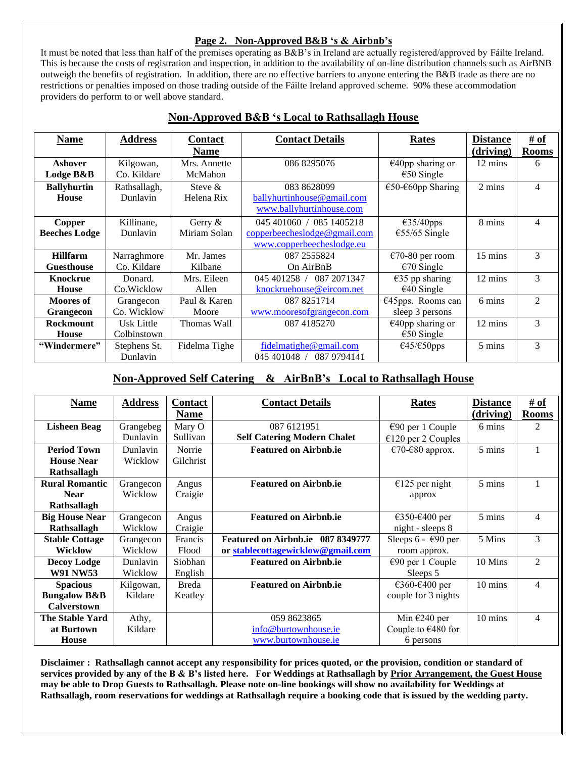## Page 2. Non-Approved B&B 's & Airbnb's

It must be noted that less than half of the premises operating as B&B's in Ireland are actually registered/approved by Fáilte Ireland. This is because the costs of registration and inspection, in addition to the availability of on-line distribution channels such as AirBNB outweigh the benefits of registration. In addition, there are no effective barriers to anyone entering the B&B trade as there are no restrictions or penalties imposed on those trading outside of the Fáilte Ireland approved scheme. 90% these accommodation providers do perform to or well above standard.

## Non-Approved B&B 's Local to Rathsallagh House

| Name | Address | Contact Name | Contact Details | Rates | Distance (driving) | # of Rooms |
|---|---|---|---|---|---|---|
| **Ashover Lodge B&B** | Kilgowan, Co. Kildare | Mrs. Annette McMahon | 086 8295076 | €40pp sharing or €50 Single | 12 mins | 6 |
| **Ballyhurtin House** | Rathsallagh, Dunlavin | Steve & Helena Rix | 083 8628099 ballyhurtinhouse@gmail.com www.ballyhurtinhouse.com | €50-€60pp Sharing | 2 mins | 4 |
| **Copper Beeches Lodge** | Killinane, Dunlavin | Gerry & Miriam Solan | 045 401060 / 085 1405218 copperbeecheslodge@gmail.com www.copperbeecheslodge.eu | €35/40pps €55/65 Single | 8 mins | 4 |
| **Hillfarm Guesthouse** | Narraghmore Co. Kildare | Mr. James Kilbane | 087 2555824 On AirBnB | €70-80 per room €70 Single | 15 mins | 3 |
| **Knockrue House** | Donard. Co.Wicklow | Mrs. Eileen Allen | 045 401258 / 087 2071347 knockruehouse@eircom.net | €35 pp sharing €40 Single | 12 mins | 3 |
| **Moores of Grangecon** | Grangecon Co. Wicklow | Paul & Karen Moore | 087 8251714 www.mooresofgrangecon.com | €45pps. Rooms can sleep 3 persons | 6 mins | 2 |
| **Rockmount House** | Usk Little Colbinstown | Thomas Wall | 087 4185270 | €40pp sharing or €50 Single | 12 mins | 3 |
| **"Windermere"** | Stephens St. Dunlavin | Fidelma Tighe | fidelmatighe@gmail.com 045 401048 / 087 9794141 | €45/€50pps | 5 mins | 3 |

## Non-Approved Self Catering & AirBnB's Local to Rathsallagh House

| Name | Address | Contact Name | Contact Details | Rates | Distance (driving) | # of Rooms |
|---|---|---|---|---|---|---|
| **Lisheen Beag** | Grangebeg Dunlavin | Mary O Sullivan | 087 6121951 **Self Catering Modern Chalet** | €90 per 1 Couple €120 per 2 Couples | 6 mins | 2 |
| **Period Town House Near Rathsallagh** | Dunlavin Wicklow | Norrie Gilchrist | **Featured on Airbnb.ie** | €70-€80 approx. | 5 mins | 1 |
| **Rural Romantic Near Rathsallagh** | Grangecon Wicklow | Angus Craigie | **Featured on Airbnb.ie** | €125 per night approx | 5 mins | 1 |
| **Big House Near Rathsallagh** | Grangecon Wicklow | Angus Craigie | **Featured on Airbnb.ie** | €350-€400 per night - sleeps 8 | 5 mins | 4 |
| **Stable Cottage Wicklow** | Grangecon Wicklow | Francis Flood | **Featured on Airbnb.ie 087 8349777 or stablecottagewicklow@gmail.com** | Sleeps 6 - €90 per room approx. | 5 Mins | 3 |
| **Decoy Lodge W91 NW53** | Dunlavin Wicklow | Siobhan English | **Featured on Airbnb.ie** | €90 per 1 Couple Sleeps 5 | 10 Mins | 2 |
| **Spacious Bungalow B&B Calverstown** | Kilgowan, Kildare | Breda Keatley | **Featured on Airbnb.ie** | €360-€400 per couple for 3 nights | 10 mins | 4 |
| **The Stable Yard at Burtown House** | Athy, Kildare | | 059 8623865 info@burtownhouse.ie www.burtownhouse.ie | Min €240 per Couple to €480 for 6 persons | 10 mins | 4 |

**Disclaimer : Rathsallagh cannot accept any responsibility for prices quoted, or the provision, condition or standard of services provided by any of the B & B's listed here. For Weddings at Rathsallagh by Prior Arrangement, the Guest House may be able to Drop Guests to Rathsallagh. Please note on-line bookings will show no availability for Weddings at Rathsallagh, room reservations for weddings at Rathsallagh require a booking code that is issued by the wedding party.**